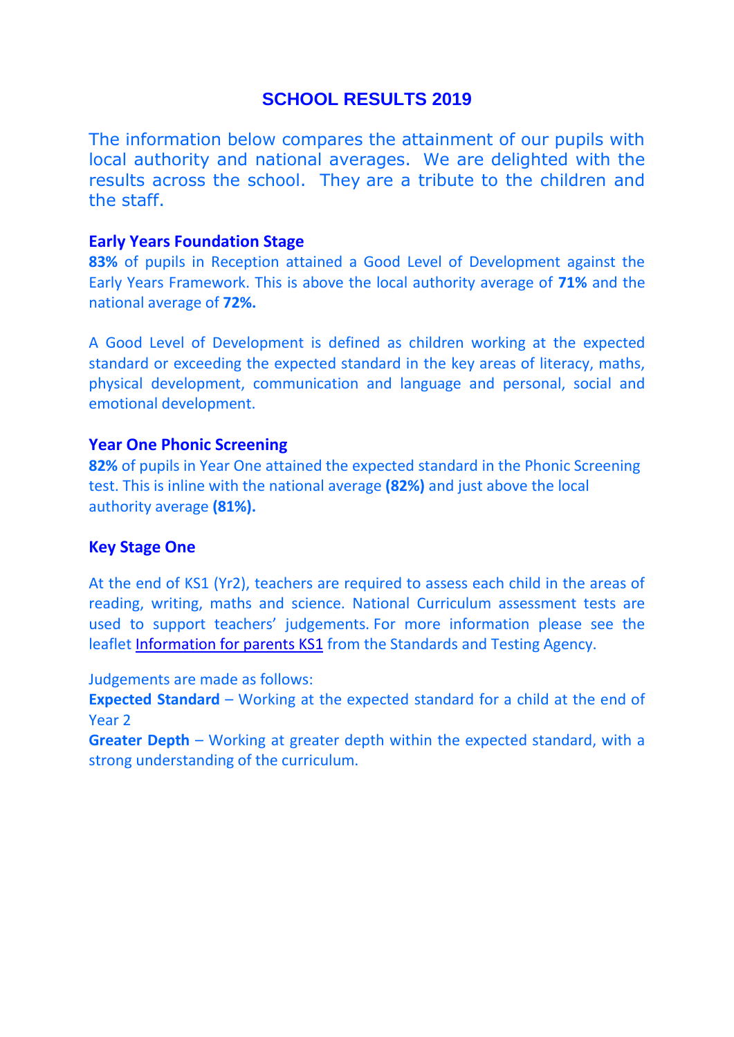# SCHOOL RESULTS 2019

The information below compares the attainment of our pupils with local authority and national averages. We are delighted with the results across the school. They are a tribute to the children and the staff.

### Early Years Foundation Stage

**83%** of pupils in Reception attained a Good Level of Development against the Early Years Framework. This is above the local authority average of **71%** and the national average of **72%.**

A Good Level of Development is defined as children working at the expected standard or exceeding the expected standard in the key areas of literacy, maths, physical development, communication and language and personal, social and emotional development.

### Year One Phonic Screening

**82%** of pupils in Year One attained the expected standard in the Phonic Screening test. This is inline with the national average **(82%)** and just above the local authority average **(81%).**

### Key Stage One

At the end of KS1 (Yr2), teachers are required to assess each child in the areas of reading, writing, maths and science. National Curriculum assessment tests are used to support teachers' judgements. For more information please see the leaflet Information for parents KS1 from the Standards and Testing Agency.

Judgements are made as follows:

**Expected Standard** – Working at the expected standard for a child at the end of Year 2

**Greater Depth** – Working at greater depth within the expected standard, with a strong understanding of the curriculum.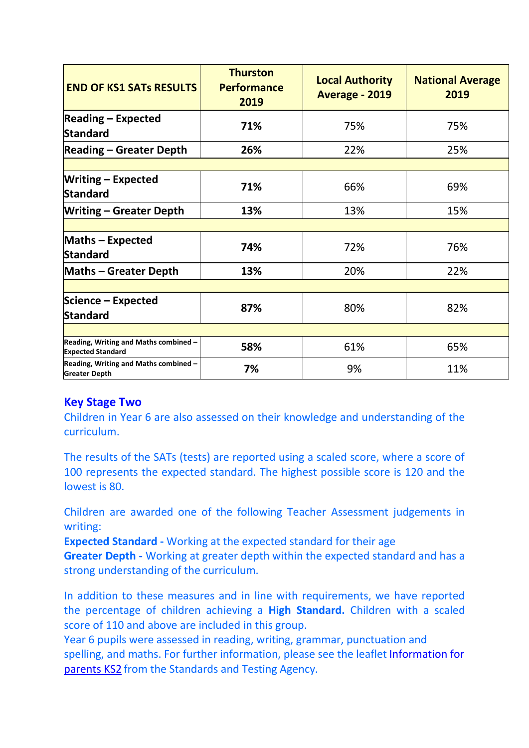| END OF KS1 SATs RESULTS | Thurston Performance 2019 | Local Authority Average - 2019 | National Average 2019 |
|---|---|---|---|
| **Reading – Expected Standard** | **71%** | 75% | 75% |
| **Reading – Greater Depth** | **26%** | 22% | 25% |
| | | | |
| **Writing – Expected Standard** | **71%** | 66% | 69% |
| **Writing – Greater Depth** | **13%** | 13% | 15% |
| | | | |
| **Maths – Expected Standard** | **74%** | 72% | 76% |
| **Maths – Greater Depth** | **13%** | 20% | 22% |
| | | | |
| **Science – Expected Standard** | **87%** | 80% | 82% |
| | | | |
| **Reading, Writing and Maths combined – Expected Standard** | **58%** | 61% | 65% |
| **Reading, Writing and Maths combined – Greater Depth** | **7%** | 9% | 11% |

## Key Stage Two

Children in Year 6 are also assessed on their knowledge and understanding of the curriculum.

The results of the SATs (tests) are reported using a scaled score, where a score of 100 represents the expected standard. The highest possible score is 120 and the lowest is 80.

Children are awarded one of the following Teacher Assessment judgements in writing:

**Expected Standard -** Working at the expected standard for their age
**Greater Depth -** Working at greater depth within the expected standard and has a strong understanding of the curriculum.

In addition to these measures and in line with requirements, we have reported the percentage of children achieving a **High Standard.** Children with a scaled score of 110 and above are included in this group.
Year 6 pupils were assessed in reading, writing, grammar, punctuation and spelling, and maths. For further information, please see the leaflet Information for parents KS2 from the Standards and Testing Agency.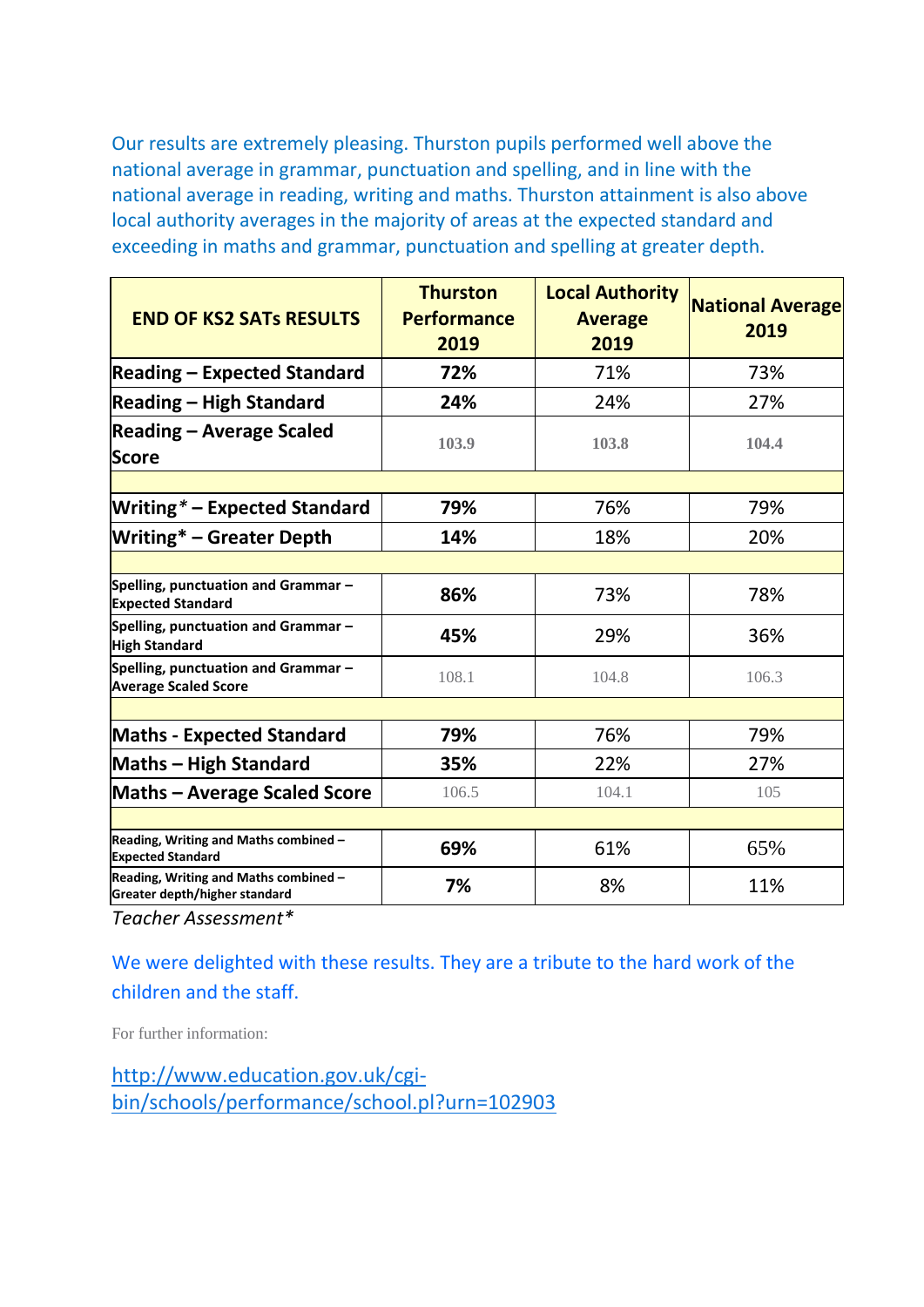Our results are extremely pleasing. Thurston pupils performed well above the national average in grammar, punctuation and spelling, and in line with the national average in reading, writing and maths. Thurston attainment is also above local authority averages in the majority of areas at the expected standard and exceeding in maths and grammar, punctuation and spelling at greater depth.

| END OF KS2 SATs RESULTS | Thurston Performance 2019 | Local Authority Average 2019 | National Average 2019 |
|---|---|---|---|
| Reading – Expected Standard | **72%** | 71% | 73% |
| Reading – High Standard | **24%** | 24% | 27% |
| Reading – Average Scaled Score | 103.9 | 103.8 | 104.4 |
| | | | |
| Writing* – Expected Standard | **79%** | 76% | 79% |
| Writing* – Greater Depth | **14%** | 18% | 20% |
| | | | |
| Spelling, punctuation and Grammar – Expected Standard | **86%** | 73% | 78% |
| Spelling, punctuation and Grammar – High Standard | **45%** | 29% | 36% |
| Spelling, punctuation and Grammar – Average Scaled Score | 108.1 | 104.8 | 106.3 |
| | | | |
| Maths - Expected Standard | **79%** | 76% | 79% |
| Maths – High Standard | **35%** | 22% | 27% |
| Maths – Average Scaled Score | 106.5 | 104.1 | 105 |
| | | | |
| Reading, Writing and Maths combined – Expected Standard | **69%** | 61% | 65% |
| Reading, Writing and Maths combined – Greater depth/higher standard | **7%** | 8% | 11% |

*Teacher Assessment**

We were delighted with these results. They are a tribute to the hard work of the children and the staff.

For further information:

http://www.education.gov.uk/cgi-bin/schools/performance/school.pl?urn=102903